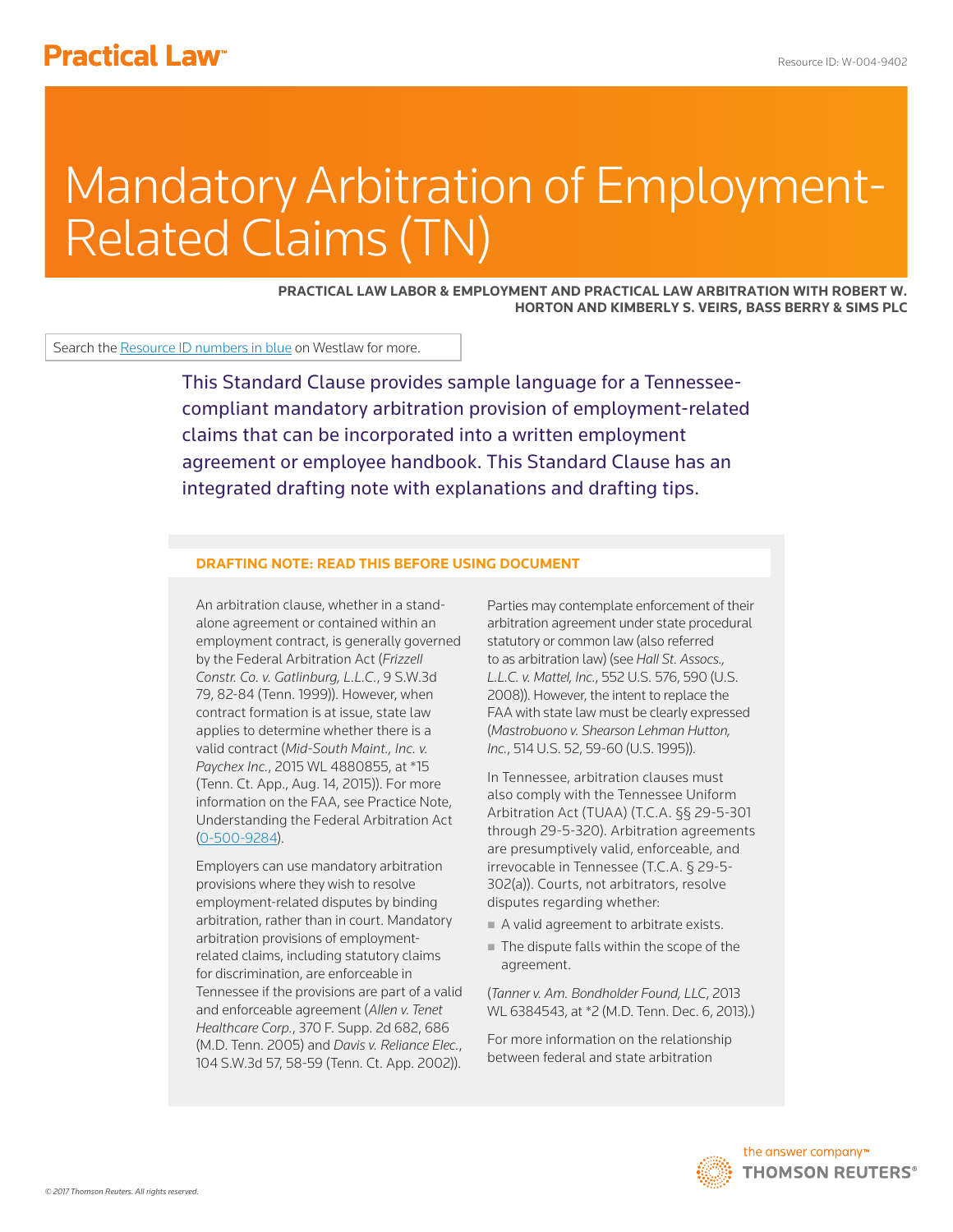# Mandatory Arbitration of Employment-Related Claims (TN)

**PRACTICAL LAW LABOR & EMPLOYMENT AND PRACTICAL LAW ARBITRATION WITH ROBERT W. HORTON AND KIMBERLY S. VEIRS, BASS BERRY & SIMS PLC**

Search the Resource ID numbers in blue on Westlaw for more.

This Standard Clause provides sample language for a Tennessee-compliant mandatory arbitration provision of employment-related claims that can be incorporated into a written employment agreement or employee handbook. This Standard Clause has an integrated drafting note with explanations and drafting tips.

## DRAFTING NOTE: READ THIS BEFORE USING DOCUMENT

An arbitration clause, whether in a stand-alone agreement or contained within an employment contract, is generally governed by the Federal Arbitration Act (*Frizzell Constr. Co. v. Gatlinburg, L.L.C.*, 9 S.W.3d 79, 82-84 (Tenn. 1999)). However, when contract formation is at issue, state law applies to determine whether there is a valid contract (*Mid-South Maint., Inc. v. Paychex Inc.*, 2015 WL 4880855, at *15 (Tenn. Ct. App., Aug. 14, 2015)). For more information on the FAA, see Practice Note, Understanding the Federal Arbitration Act (0-500-9284).

Employers can use mandatory arbitration provisions where they wish to resolve employment-related disputes by binding arbitration, rather than in court. Mandatory arbitration provisions of employment-related claims, including statutory claims for discrimination, are enforceable in Tennessee if the provisions are part of a valid and enforceable agreement (*Allen v. Tenet Healthcare Corp.*, 370 F. Supp. 2d 682, 686 (M.D. Tenn. 2005) and *Davis v. Reliance Elec.*, 104 S.W.3d 57, 58-59 (Tenn. Ct. App. 2002)).

Parties may contemplate enforcement of their arbitration agreement under state procedural statutory or common law (also referred to as arbitration law) (see *Hall St. Assocs., L.L.C. v. Mattel, Inc.*, 552 U.S. 576, 590 (U.S. 2008)). However, the intent to replace the FAA with state law must be clearly expressed (*Mastrobuono v. Shearson Lehman Hutton, Inc.*, 514 U.S. 52, 59-60 (U.S. 1995)).

In Tennessee, arbitration clauses must also comply with the Tennessee Uniform Arbitration Act (TUAA) (T.C.A. §§ 29-5-301 through 29-5-320). Arbitration agreements are presumptively valid, enforceable, and irrevocable in Tennessee (T.C.A. § 29-5-302(a)). Courts, not arbitrators, resolve disputes regarding whether:

- A valid agreement to arbitrate exists.
- The dispute falls within the scope of the agreement.

(*Tanner v. Am. Bondholder Found, LLC*, 2013 WL 6384543, at *2 (M.D. Tenn. Dec. 6, 2013).)

For more information on the relationship between federal and state arbitration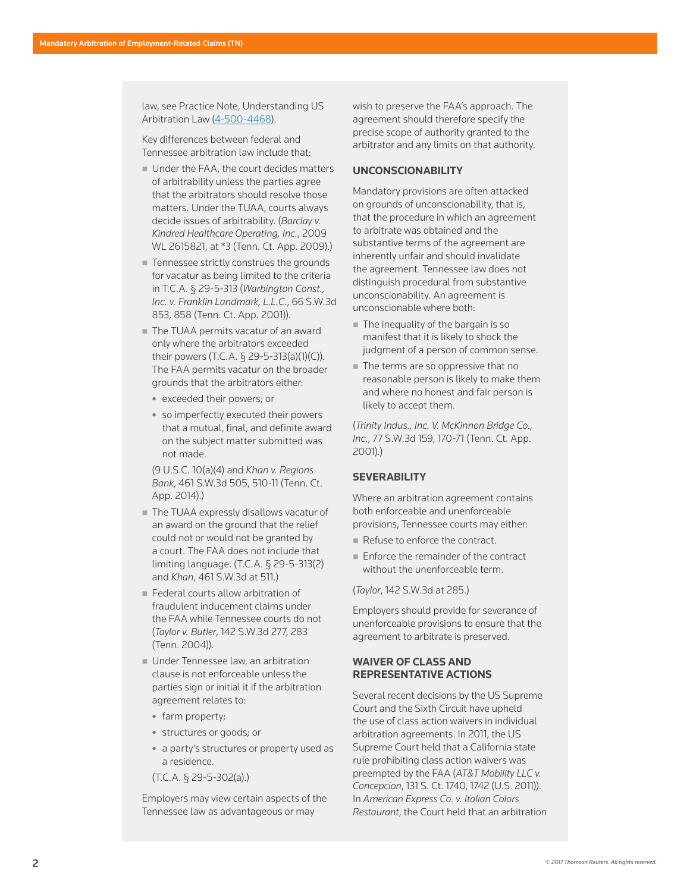law, see Practice Note, Understanding US Arbitration Law (4-500-4468).

Key differences between federal and Tennessee arbitration law include that:

- Under the FAA, the court decides matters of arbitrability unless the parties agree that the arbitrators should resolve those matters. Under the TUAA, courts always decide issues of arbitrability. (*Barclay v. Kindred Healthcare Operating, Inc.*, 2009 WL 2615821, at *3 (Tenn. Ct. App. 2009).)
- Tennessee strictly construes the grounds for vacatur as being limited to the criteria in T.C.A. § 29-5-313 (*Warbington Const., Inc. v. Franklin Landmark, L.L.C.*, 66 S.W.3d 853, 858 (Tenn. Ct. App. 2001)).
- The TUAA permits vacatur of an award only where the arbitrators exceeded their powers (T.C.A. § 29-5-313(a)(1)(C)). The FAA permits vacatur on the broader grounds that the arbitrators either:
  - exceeded their powers; or
  - so imperfectly executed their powers that a mutual, final, and definite award on the subject matter submitted was not made.

  (9 U.S.C. 10(a)(4) and *Khan v. Regions Bank*, 461 S.W.3d 505, 510-11 (Tenn. Ct. App. 2014).)
- The TUAA expressly disallows vacatur of an award on the ground that the relief could not or would not be granted by a court. The FAA does not include that limiting language. (T.C.A. § 29-5-313(2) and *Khan*, 461 S.W.3d at 511.)
- Federal courts allow arbitration of fraudulent inducement claims under the FAA while Tennessee courts do not (*Taylor v. Butler*, 142 S.W.3d 277, 283 (Tenn. 2004)).
- Under Tennessee law, an arbitration clause is not enforceable unless the parties sign or initial it if the arbitration agreement relates to:
  - farm property;
  - structures or goods; or
  - a party's structures or property used as a residence.

  (T.C.A. § 29-5-302(a).)

Employers may view certain aspects of the Tennessee law as advantageous or may wish to preserve the FAA's approach. The agreement should therefore specify the precise scope of authority granted to the arbitrator and any limits on that authority.

## UNCONSCIONABILITY

Mandatory provisions are often attacked on grounds of unconscionability, that is, that the procedure in which an agreement to arbitrate was obtained and the substantive terms of the agreement are inherently unfair and should invalidate the agreement. Tennessee law does not distinguish procedural from substantive unconscionability. An agreement is unconscionable where both:

- The inequality of the bargain is so manifest that it is likely to shock the judgment of a person of common sense.
- The terms are so oppressive that no reasonable person is likely to make them and where no honest and fair person is likely to accept them.

(*Trinity Indus., Inc. V. McKinnon Bridge Co., Inc.*, 77 S.W.3d 159, 170-71 (Tenn. Ct. App. 2001).)

## SEVERABILITY

Where an arbitration agreement contains both enforceable and unenforceable provisions, Tennessee courts may either:

- Refuse to enforce the contract.
- Enforce the remainder of the contract without the unenforceable term.

(*Taylor*, 142 S.W.3d at 285.)

Employers should provide for severance of unenforceable provisions to ensure that the agreement to arbitrate is preserved.

## WAIVER OF CLASS AND REPRESENTATIVE ACTIONS

Several recent decisions by the US Supreme Court and the Sixth Circuit have upheld the use of class action waivers in individual arbitration agreements. In 2011, the US Supreme Court held that a California state rule prohibiting class action waivers was preempted by the FAA (*AT&T Mobility LLC v. Concepcion*, 131 S. Ct. 1740, 1742 (U.S. 2011)). In *American Express Co. v. Italian Colors Restaurant*, the Court held that an arbitration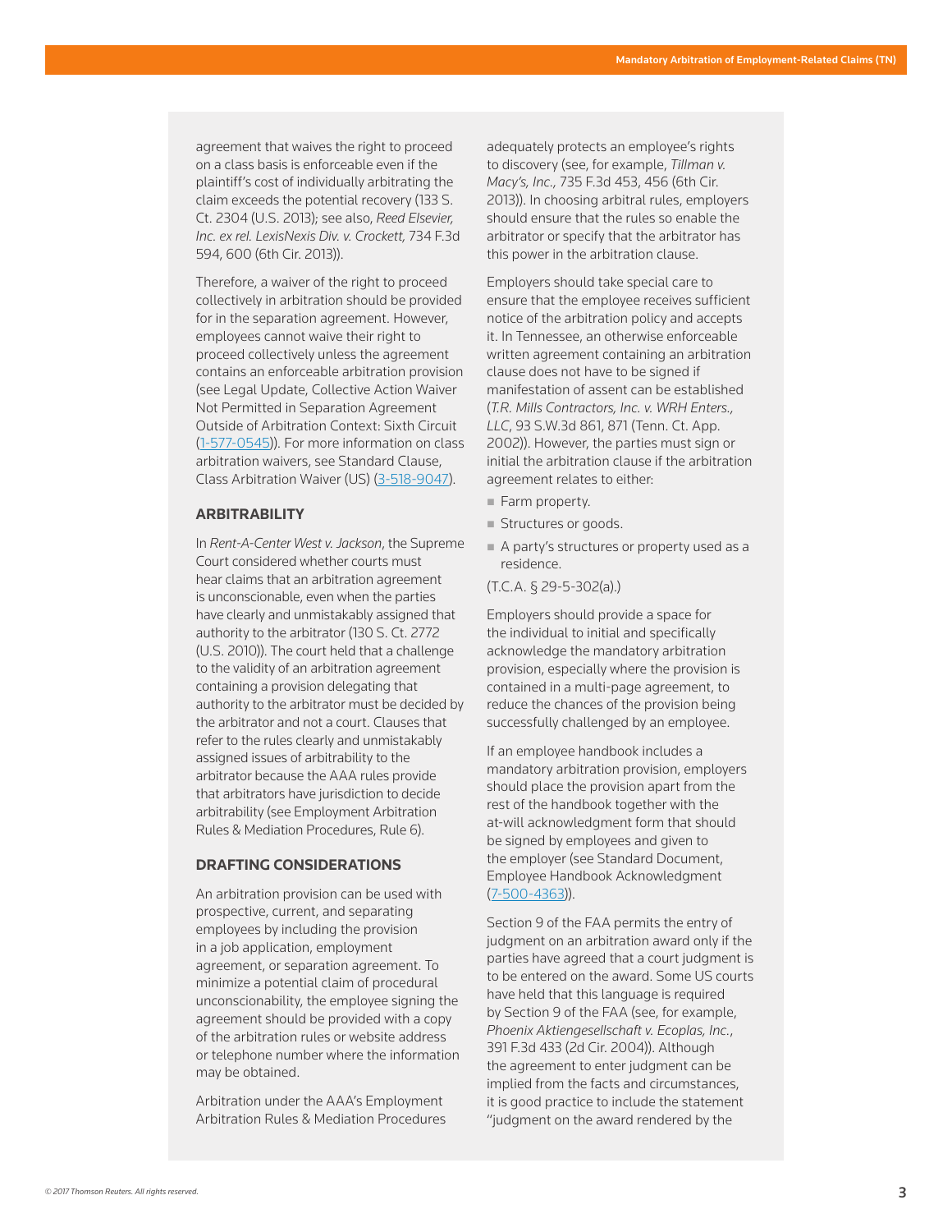agreement that waives the right to proceed on a class basis is enforceable even if the plaintiff's cost of individually arbitrating the claim exceeds the potential recovery (133 S. Ct. 2304 (U.S. 2013); see also, *Reed Elsevier, Inc. ex rel. LexisNexis Div. v. Crockett,* 734 F.3d 594, 600 (6th Cir. 2013)).

Therefore, a waiver of the right to proceed collectively in arbitration should be provided for in the separation agreement. However, employees cannot waive their right to proceed collectively unless the agreement contains an enforceable arbitration provision (see Legal Update, Collective Action Waiver Not Permitted in Separation Agreement Outside of Arbitration Context: Sixth Circuit (1-577-0545)). For more information on class arbitration waivers, see Standard Clause, Class Arbitration Waiver (US) (3-518-9047).

## ARBITRABILITY

In *Rent-A-Center West v. Jackson*, the Supreme Court considered whether courts must hear claims that an arbitration agreement is unconscionable, even when the parties have clearly and unmistakably assigned that authority to the arbitrator (130 S. Ct. 2772 (U.S. 2010)). The court held that a challenge to the validity of an arbitration agreement containing a provision delegating that authority to the arbitrator must be decided by the arbitrator and not a court. Clauses that refer to the rules clearly and unmistakably assigned issues of arbitrability to the arbitrator because the AAA rules provide that arbitrators have jurisdiction to decide arbitrability (see Employment Arbitration Rules & Mediation Procedures, Rule 6).

## DRAFTING CONSIDERATIONS

An arbitration provision can be used with prospective, current, and separating employees by including the provision in a job application, employment agreement, or separation agreement. To minimize a potential claim of procedural unconscionability, the employee signing the agreement should be provided with a copy of the arbitration rules or website address or telephone number where the information may be obtained.

Arbitration under the AAA's Employment Arbitration Rules & Mediation Procedures adequately protects an employee's rights to discovery (see, for example, *Tillman v. Macy's, Inc.,* 735 F.3d 453, 456 (6th Cir. 2013)). In choosing arbitral rules, employers should ensure that the rules so enable the arbitrator or specify that the arbitrator has this power in the arbitration clause.

Employers should take special care to ensure that the employee receives sufficient notice of the arbitration policy and accepts it. In Tennessee, an otherwise enforceable written agreement containing an arbitration clause does not have to be signed if manifestation of assent can be established (*T.R. Mills Contractors, Inc. v. WRH Enters., LLC*, 93 S.W.3d 861, 871 (Tenn. Ct. App. 2002)). However, the parties must sign or initial the arbitration clause if the arbitration agreement relates to either:

- Farm property.
- Structures or goods.
- A party's structures or property used as a residence.

(T.C.A. § 29-5-302(a).)

Employers should provide a space for the individual to initial and specifically acknowledge the mandatory arbitration provision, especially where the provision is contained in a multi-page agreement, to reduce the chances of the provision being successfully challenged by an employee.

If an employee handbook includes a mandatory arbitration provision, employers should place the provision apart from the rest of the handbook together with the at-will acknowledgment form that should be signed by employees and given to the employer (see Standard Document, Employee Handbook Acknowledgment (7-500-4363)).

Section 9 of the FAA permits the entry of judgment on an arbitration award only if the parties have agreed that a court judgment is to be entered on the award. Some US courts have held that this language is required by Section 9 of the FAA (see, for example, *Phoenix Aktiengesellschaft v. Ecoplas, Inc.*, 391 F.3d 433 (2d Cir. 2004)). Although the agreement to enter judgment can be implied from the facts and circumstances, it is good practice to include the statement "judgment on the award rendered by the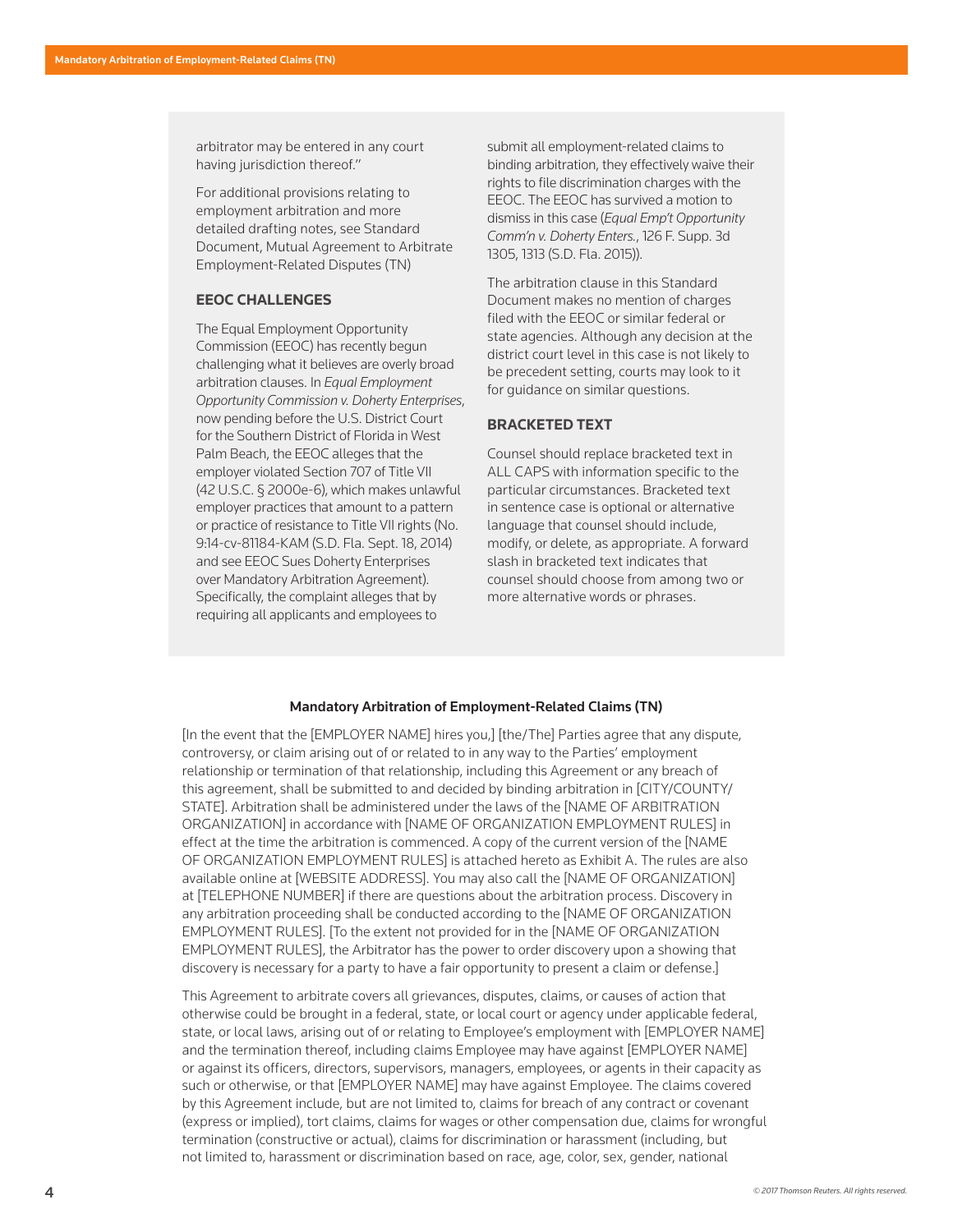arbitrator may be entered in any court having jurisdiction thereof."

For additional provisions relating to employment arbitration and more detailed drafting notes, see Standard Document, Mutual Agreement to Arbitrate Employment-Related Disputes (TN)

### EEOC CHALLENGES

The Equal Employment Opportunity Commission (EEOC) has recently begun challenging what it believes are overly broad arbitration clauses. In *Equal Employment Opportunity Commission v. Doherty Enterprises*, now pending before the U.S. District Court for the Southern District of Florida in West Palm Beach, the EEOC alleges that the employer violated Section 707 of Title VII (42 U.S.C. § 2000e-6), which makes unlawful employer practices that amount to a pattern or practice of resistance to Title VII rights (No. 9:14-cv-81184-KAM (S.D. Fla. Sept. 18, 2014) and see EEOC Sues Doherty Enterprises over Mandatory Arbitration Agreement). Specifically, the complaint alleges that by requiring all applicants and employees to submit all employment-related claims to binding arbitration, they effectively waive their rights to file discrimination charges with the EEOC. The EEOC has survived a motion to dismiss in this case (*Equal Emp't Opportunity Comm'n v. Doherty Enters.*, 126 F. Supp. 3d 1305, 1313 (S.D. Fla. 2015)).

The arbitration clause in this Standard Document makes no mention of charges filed with the EEOC or similar federal or state agencies. Although any decision at the district court level in this case is not likely to be precedent setting, courts may look to it for guidance on similar questions.

### BRACKETED TEXT

Counsel should replace bracketed text in ALL CAPS with information specific to the particular circumstances. Bracketed text in sentence case is optional or alternative language that counsel should include, modify, or delete, as appropriate. A forward slash in bracketed text indicates that counsel should choose from among two or more alternative words or phrases.

**Mandatory Arbitration of Employment-Related Claims (TN)**

[In the event that the [EMPLOYER NAME] hires you,] [the/The] Parties agree that any dispute, controversy, or claim arising out of or related to in any way to the Parties' employment relationship or termination of that relationship, including this Agreement or any breach of this agreement, shall be submitted to and decided by binding arbitration in [CITY/COUNTY/STATE]. Arbitration shall be administered under the laws of the [NAME OF ARBITRATION ORGANIZATION] in accordance with [NAME OF ORGANIZATION EMPLOYMENT RULES] in effect at the time the arbitration is commenced. A copy of the current version of the [NAME OF ORGANIZATION EMPLOYMENT RULES] is attached hereto as Exhibit A. The rules are also available online at [WEBSITE ADDRESS]. You may also call the [NAME OF ORGANIZATION] at [TELEPHONE NUMBER] if there are questions about the arbitration process. Discovery in any arbitration proceeding shall be conducted according to the [NAME OF ORGANIZATION EMPLOYMENT RULES]. [To the extent not provided for in the [NAME OF ORGANIZATION EMPLOYMENT RULES], the Arbitrator has the power to order discovery upon a showing that discovery is necessary for a party to have a fair opportunity to present a claim or defense.]

This Agreement to arbitrate covers all grievances, disputes, claims, or causes of action that otherwise could be brought in a federal, state, or local court or agency under applicable federal, state, or local laws, arising out of or relating to Employee's employment with [EMPLOYER NAME] and the termination thereof, including claims Employee may have against [EMPLOYER NAME] or against its officers, directors, supervisors, managers, employees, or agents in their capacity as such or otherwise, or that [EMPLOYER NAME] may have against Employee. The claims covered by this Agreement include, but are not limited to, claims for breach of any contract or covenant (express or implied), tort claims, claims for wages or other compensation due, claims for wrongful termination (constructive or actual), claims for discrimination or harassment (including, but not limited to, harassment or discrimination based on race, age, color, sex, gender, national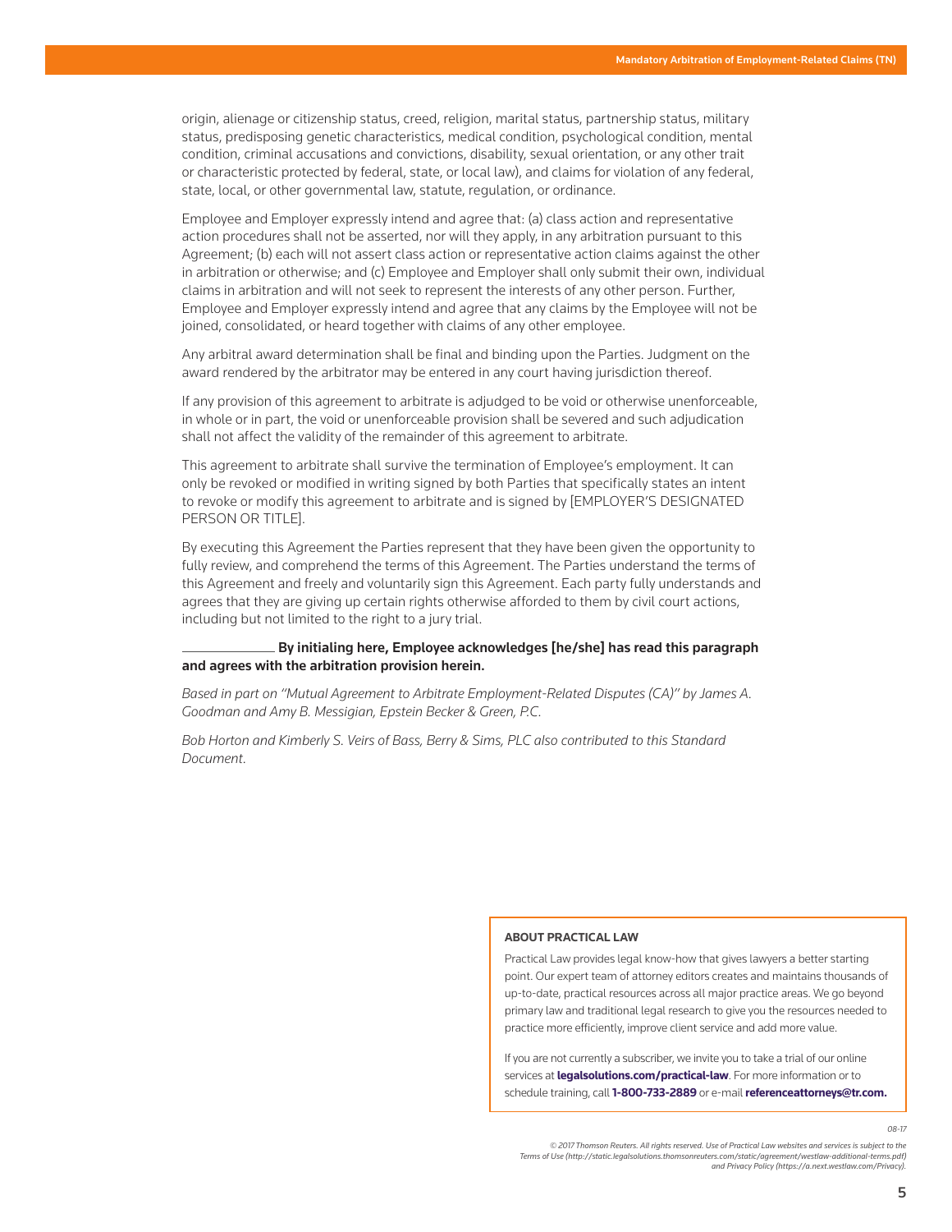origin, alienage or citizenship status, creed, religion, marital status, partnership status, military status, predisposing genetic characteristics, medical condition, psychological condition, mental condition, criminal accusations and convictions, disability, sexual orientation, or any other trait or characteristic protected by federal, state, or local law), and claims for violation of any federal, state, local, or other governmental law, statute, regulation, or ordinance.

Employee and Employer expressly intend and agree that: (a) class action and representative action procedures shall not be asserted, nor will they apply, in any arbitration pursuant to this Agreement; (b) each will not assert class action or representative action claims against the other in arbitration or otherwise; and (c) Employee and Employer shall only submit their own, individual claims in arbitration and will not seek to represent the interests of any other person. Further, Employee and Employer expressly intend and agree that any claims by the Employee will not be joined, consolidated, or heard together with claims of any other employee.

Any arbitral award determination shall be final and binding upon the Parties. Judgment on the award rendered by the arbitrator may be entered in any court having jurisdiction thereof.

If any provision of this agreement to arbitrate is adjudged to be void or otherwise unenforceable, in whole or in part, the void or unenforceable provision shall be severed and such adjudication shall not affect the validity of the remainder of this agreement to arbitrate.

This agreement to arbitrate shall survive the termination of Employee's employment. It can only be revoked or modified in writing signed by both Parties that specifically states an intent to revoke or modify this agreement to arbitrate and is signed by [EMPLOYER'S DESIGNATED PERSON OR TITLE].

By executing this Agreement the Parties represent that they have been given the opportunity to fully review, and comprehend the terms of this Agreement. The Parties understand the terms of this Agreement and freely and voluntarily sign this Agreement. Each party fully understands and agrees that they are giving up certain rights otherwise afforded to them by civil court actions, including but not limited to the right to a jury trial.

______________ **By initialing here, Employee acknowledges [he/she] has read this paragraph and agrees with the arbitration provision herein.**

*Based in part on "Mutual Agreement to Arbitrate Employment-Related Disputes (CA)" by James A. Goodman and Amy B. Messigian, Epstein Becker & Green, P.C.*

*Bob Horton and Kimberly S. Veirs of Bass, Berry & Sims, PLC also contributed to this Standard Document.*

**ABOUT PRACTICAL LAW**

Practical Law provides legal know-how that gives lawyers a better starting point. Our expert team of attorney editors creates and maintains thousands of up-to-date, practical resources across all major practice areas. We go beyond primary law and traditional legal research to give you the resources needed to practice more efficiently, improve client service and add more value.

If you are not currently a subscriber, we invite you to take a trial of our online services at **legalsolutions.com/practical-law**. For more information or to schedule training, call **1-800-733-2889** or e-mail **referenceattorneys@tr.com.**

*08-17*

*© 2017 Thomson Reuters. All rights reserved. Use of Practical Law websites and services is subject to the Terms of Use (http://static.legalsolutions.thomsonreuters.com/static/agreement/westlaw-additional-terms.pdf) and Privacy Policy (https://a.next.westlaw.com/Privacy).*